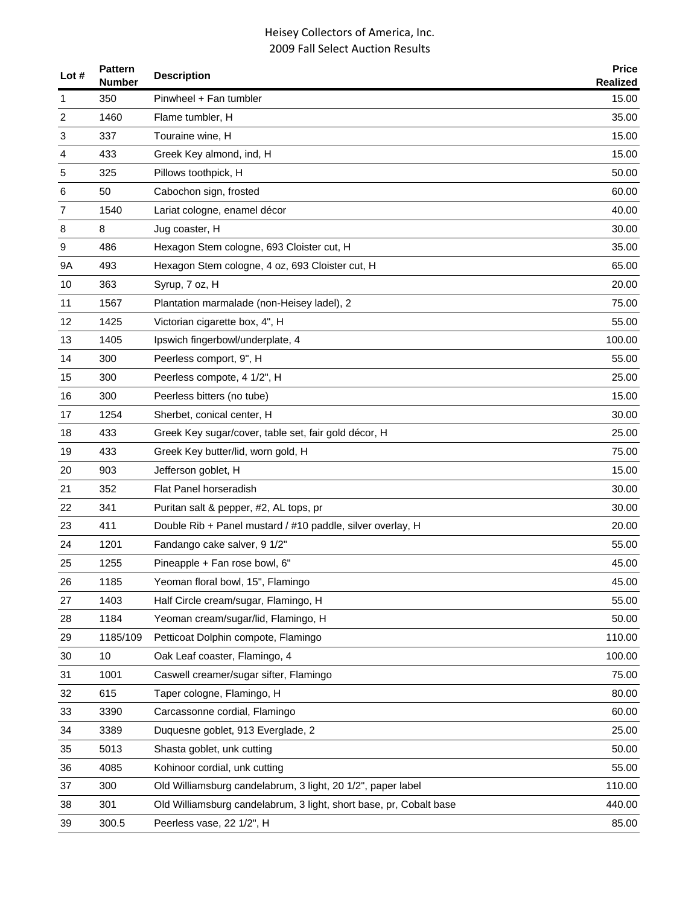# Heisey Collectors of America, Inc.
## 2009 Fall Select Auction Results

| Lot # | Pattern Number | Description | Price Realized |
|---|---|---|---|
| 1 | 350 | Pinwheel + Fan tumbler | 15.00 |
| 2 | 1460 | Flame tumbler, H | 35.00 |
| 3 | 337 | Touraine wine, H | 15.00 |
| 4 | 433 | Greek Key almond, ind, H | 15.00 |
| 5 | 325 | Pillows toothpick, H | 50.00 |
| 6 | 50 | Cabochon sign, frosted | 60.00 |
| 7 | 1540 | Lariat cologne, enamel décor | 40.00 |
| 8 | 8 | Jug coaster, H | 30.00 |
| 9 | 486 | Hexagon Stem cologne, 693 Cloister cut, H | 35.00 |
| 9A | 493 | Hexagon Stem cologne, 4 oz, 693 Cloister cut, H | 65.00 |
| 10 | 363 | Syrup, 7 oz, H | 20.00 |
| 11 | 1567 | Plantation marmalade (non-Heisey ladel), 2 | 75.00 |
| 12 | 1425 | Victorian cigarette box, 4", H | 55.00 |
| 13 | 1405 | Ipswich fingerbowl/underplate, 4 | 100.00 |
| 14 | 300 | Peerless comport, 9", H | 55.00 |
| 15 | 300 | Peerless compote, 4 1/2", H | 25.00 |
| 16 | 300 | Peerless bitters (no tube) | 15.00 |
| 17 | 1254 | Sherbet, conical center, H | 30.00 |
| 18 | 433 | Greek Key sugar/cover, table set, fair gold décor, H | 25.00 |
| 19 | 433 | Greek Key butter/lid, worn gold, H | 75.00 |
| 20 | 903 | Jefferson goblet, H | 15.00 |
| 21 | 352 | Flat Panel horseradish | 30.00 |
| 22 | 341 | Puritan salt & pepper, #2, AL tops, pr | 30.00 |
| 23 | 411 | Double Rib + Panel mustard / #10 paddle, silver overlay, H | 20.00 |
| 24 | 1201 | Fandango cake salver, 9 1/2" | 55.00 |
| 25 | 1255 | Pineapple + Fan rose bowl, 6" | 45.00 |
| 26 | 1185 | Yeoman floral bowl, 15", Flamingo | 45.00 |
| 27 | 1403 | Half Circle cream/sugar, Flamingo, H | 55.00 |
| 28 | 1184 | Yeoman cream/sugar/lid, Flamingo, H | 50.00 |
| 29 | 1185/109 | Petticoat Dolphin compote, Flamingo | 110.00 |
| 30 | 10 | Oak Leaf coaster, Flamingo, 4 | 100.00 |
| 31 | 1001 | Caswell creamer/sugar sifter, Flamingo | 75.00 |
| 32 | 615 | Taper cologne, Flamingo, H | 80.00 |
| 33 | 3390 | Carcassonne cordial, Flamingo | 60.00 |
| 34 | 3389 | Duquesne goblet, 913 Everglade, 2 | 25.00 |
| 35 | 5013 | Shasta goblet, unk cutting | 50.00 |
| 36 | 4085 | Kohinoor cordial, unk cutting | 55.00 |
| 37 | 300 | Old Williamsburg candelabrum, 3 light, 20 1/2", paper label | 110.00 |
| 38 | 301 | Old Williamsburg candelabrum, 3 light, short base, pr, Cobalt base | 440.00 |
| 39 | 300.5 | Peerless vase, 22 1/2", H | 85.00 |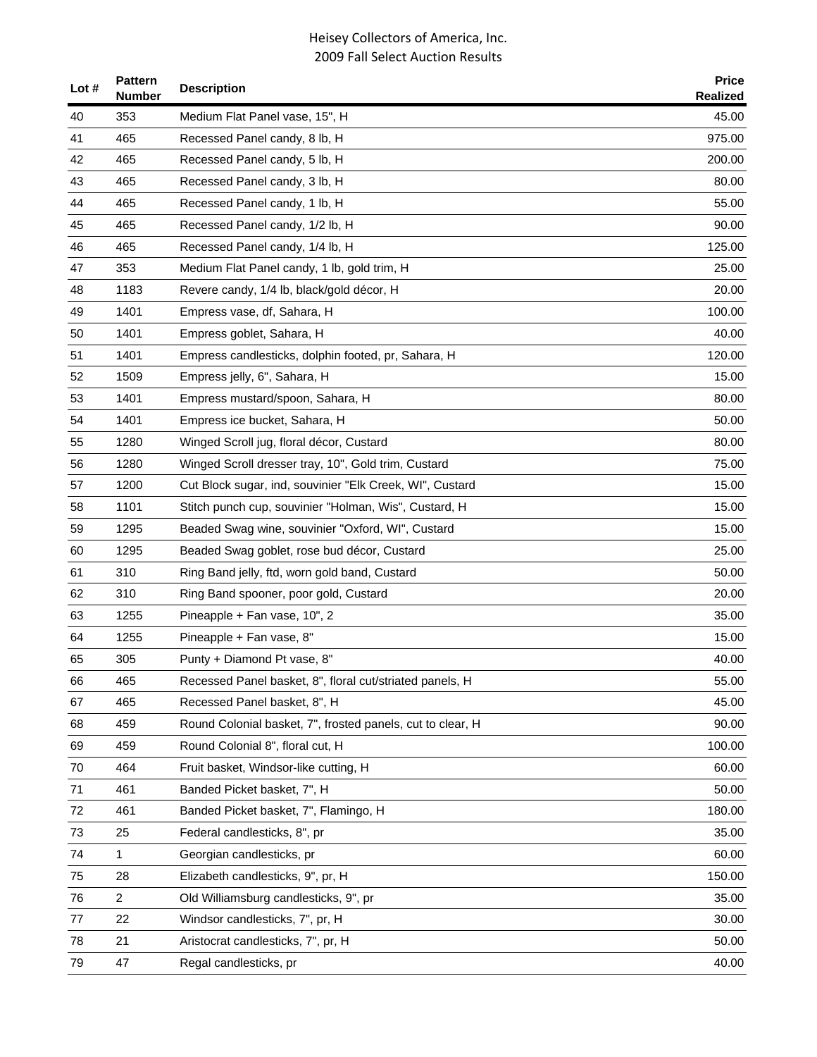| Lot # | Pattern Number | Description | Price Realized |
|---|---|---|---|
| 40 | 353 | Medium Flat Panel vase, 15", H | 45.00 |
| 41 | 465 | Recessed Panel candy, 8 lb, H | 975.00 |
| 42 | 465 | Recessed Panel candy, 5 lb, H | 200.00 |
| 43 | 465 | Recessed Panel candy, 3 lb, H | 80.00 |
| 44 | 465 | Recessed Panel candy, 1 lb, H | 55.00 |
| 45 | 465 | Recessed Panel candy, 1/2 lb, H | 90.00 |
| 46 | 465 | Recessed Panel candy, 1/4 lb, H | 125.00 |
| 47 | 353 | Medium Flat Panel candy, 1 lb, gold trim, H | 25.00 |
| 48 | 1183 | Revere candy, 1/4 lb, black/gold décor, H | 20.00 |
| 49 | 1401 | Empress vase, df, Sahara, H | 100.00 |
| 50 | 1401 | Empress goblet, Sahara, H | 40.00 |
| 51 | 1401 | Empress candlesticks, dolphin footed, pr, Sahara, H | 120.00 |
| 52 | 1509 | Empress jelly, 6", Sahara, H | 15.00 |
| 53 | 1401 | Empress mustard/spoon, Sahara, H | 80.00 |
| 54 | 1401 | Empress ice bucket, Sahara, H | 50.00 |
| 55 | 1280 | Winged Scroll jug, floral décor, Custard | 80.00 |
| 56 | 1280 | Winged Scroll dresser tray, 10", Gold trim, Custard | 75.00 |
| 57 | 1200 | Cut Block sugar, ind, souvinier "Elk Creek, WI", Custard | 15.00 |
| 58 | 1101 | Stitch punch cup, souvinier "Holman, Wis", Custard, H | 15.00 |
| 59 | 1295 | Beaded Swag wine, souvinier "Oxford, WI", Custard | 15.00 |
| 60 | 1295 | Beaded Swag goblet, rose bud décor, Custard | 25.00 |
| 61 | 310 | Ring Band jelly, ftd, worn gold band, Custard | 50.00 |
| 62 | 310 | Ring Band spooner, poor gold, Custard | 20.00 |
| 63 | 1255 | Pineapple + Fan vase, 10", 2 | 35.00 |
| 64 | 1255 | Pineapple + Fan vase, 8" | 15.00 |
| 65 | 305 | Punty + Diamond Pt vase, 8" | 40.00 |
| 66 | 465 | Recessed Panel basket, 8", floral cut/striated panels, H | 55.00 |
| 67 | 465 | Recessed Panel basket, 8", H | 45.00 |
| 68 | 459 | Round Colonial basket, 7", frosted panels, cut to clear, H | 90.00 |
| 69 | 459 | Round Colonial 8", floral cut, H | 100.00 |
| 70 | 464 | Fruit basket, Windsor-like cutting, H | 60.00 |
| 71 | 461 | Banded Picket basket, 7", H | 50.00 |
| 72 | 461 | Banded Picket basket, 7", Flamingo, H | 180.00 |
| 73 | 25 | Federal candlesticks, 8", pr | 35.00 |
| 74 | 1 | Georgian candlesticks, pr | 60.00 |
| 75 | 28 | Elizabeth candlesticks, 9", pr, H | 150.00 |
| 76 | 2 | Old Williamsburg candlesticks, 9", pr | 35.00 |
| 77 | 22 | Windsor candlesticks, 7", pr, H | 30.00 |
| 78 | 21 | Aristocrat candlesticks, 7", pr, H | 50.00 |
| 79 | 47 | Regal candlesticks, pr | 40.00 |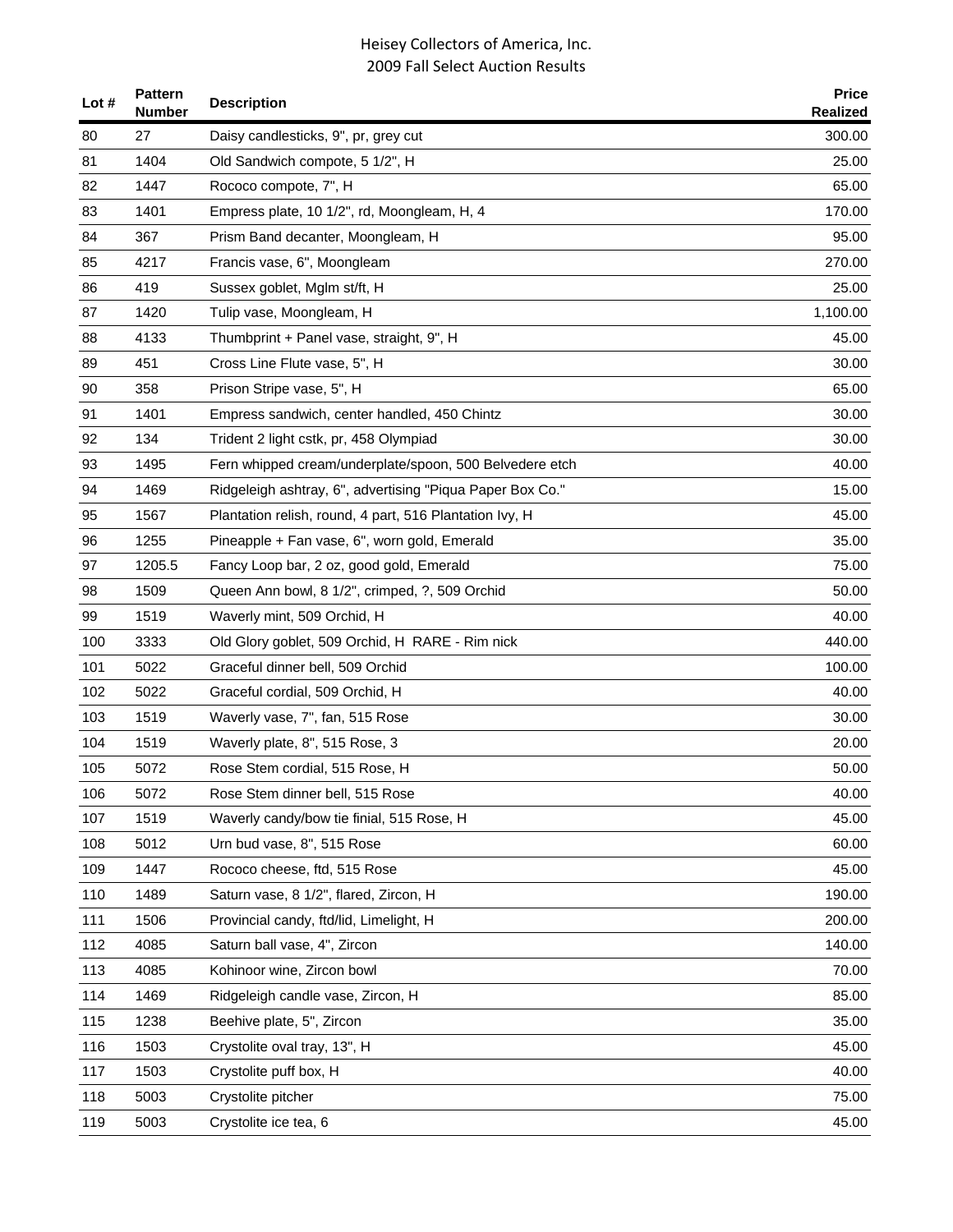Heisey Collectors of America, Inc.
2009 Fall Select Auction Results

| Lot # | Pattern Number | Description | Price Realized |
|---|---|---|---|
| 80 | 27 | Daisy candlesticks, 9", pr, grey cut | 300.00 |
| 81 | 1404 | Old Sandwich compote, 5 1/2", H | 25.00 |
| 82 | 1447 | Rococo compote, 7", H | 65.00 |
| 83 | 1401 | Empress plate, 10 1/2", rd, Moongleam, H, 4 | 170.00 |
| 84 | 367 | Prism Band decanter, Moongleam, H | 95.00 |
| 85 | 4217 | Francis vase, 6", Moongleam | 270.00 |
| 86 | 419 | Sussex goblet, Mglm st/ft, H | 25.00 |
| 87 | 1420 | Tulip vase, Moongleam, H | 1,100.00 |
| 88 | 4133 | Thumbprint + Panel vase, straight, 9", H | 45.00 |
| 89 | 451 | Cross Line Flute vase, 5", H | 30.00 |
| 90 | 358 | Prison Stripe vase, 5", H | 65.00 |
| 91 | 1401 | Empress sandwich, center handled, 450 Chintz | 30.00 |
| 92 | 134 | Trident 2 light cstk, pr, 458 Olympiad | 30.00 |
| 93 | 1495 | Fern whipped cream/underplate/spoon, 500 Belvedere etch | 40.00 |
| 94 | 1469 | Ridgeleigh ashtray, 6", advertising "Piqua Paper Box Co." | 15.00 |
| 95 | 1567 | Plantation relish, round, 4 part, 516 Plantation Ivy, H | 45.00 |
| 96 | 1255 | Pineapple + Fan vase, 6", worn gold, Emerald | 35.00 |
| 97 | 1205.5 | Fancy Loop bar, 2 oz, good gold, Emerald | 75.00 |
| 98 | 1509 | Queen Ann bowl, 8 1/2", crimped, ?, 509 Orchid | 50.00 |
| 99 | 1519 | Waverly mint, 509 Orchid, H | 40.00 |
| 100 | 3333 | Old Glory goblet, 509 Orchid, H RARE - Rim nick | 440.00 |
| 101 | 5022 | Graceful dinner bell, 509 Orchid | 100.00 |
| 102 | 5022 | Graceful cordial, 509 Orchid, H | 40.00 |
| 103 | 1519 | Waverly vase, 7", fan, 515 Rose | 30.00 |
| 104 | 1519 | Waverly plate, 8", 515 Rose, 3 | 20.00 |
| 105 | 5072 | Rose Stem cordial, 515 Rose, H | 50.00 |
| 106 | 5072 | Rose Stem dinner bell, 515 Rose | 40.00 |
| 107 | 1519 | Waverly candy/bow tie finial, 515 Rose, H | 45.00 |
| 108 | 5012 | Urn bud vase, 8", 515 Rose | 60.00 |
| 109 | 1447 | Rococo cheese, ftd, 515 Rose | 45.00 |
| 110 | 1489 | Saturn vase, 8 1/2", flared, Zircon, H | 190.00 |
| 111 | 1506 | Provincial candy, ftd/lid, Limelight, H | 200.00 |
| 112 | 4085 | Saturn ball vase, 4", Zircon | 140.00 |
| 113 | 4085 | Kohinoor wine, Zircon bowl | 70.00 |
| 114 | 1469 | Ridgeleigh candle vase, Zircon, H | 85.00 |
| 115 | 1238 | Beehive plate, 5", Zircon | 35.00 |
| 116 | 1503 | Crystolite oval tray, 13", H | 45.00 |
| 117 | 1503 | Crystolite puff box, H | 40.00 |
| 118 | 5003 | Crystolite pitcher | 75.00 |
| 119 | 5003 | Crystolite ice tea, 6 | 45.00 |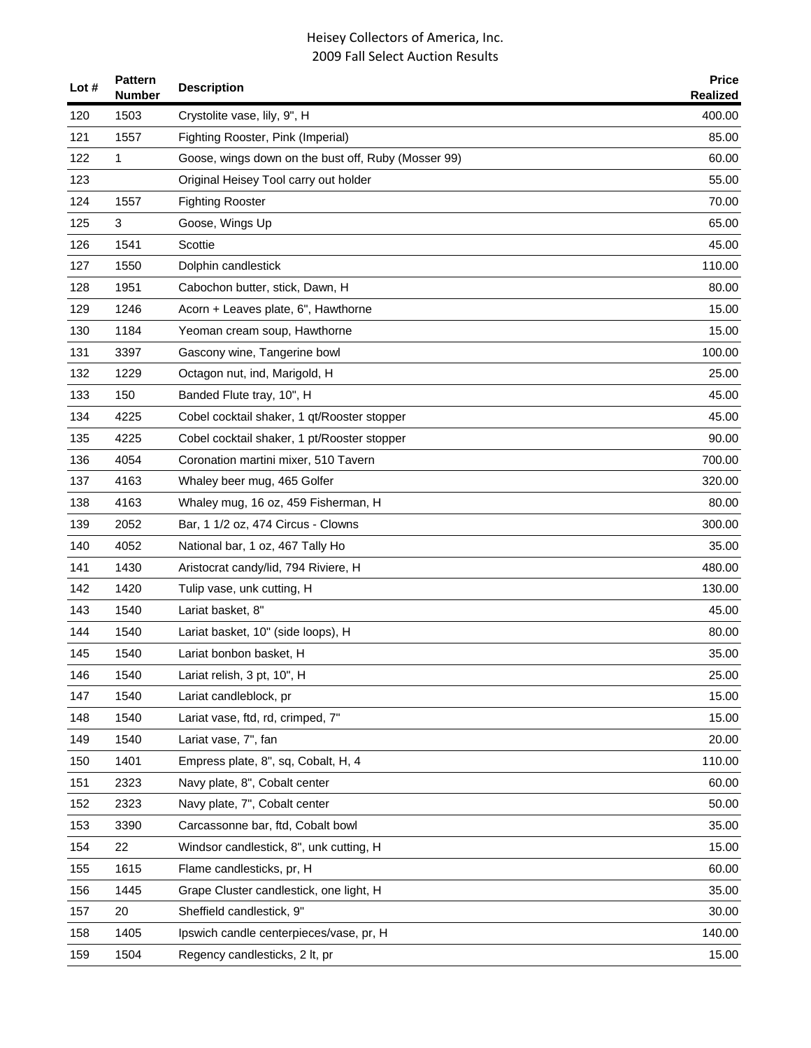| Lot # | Pattern Number | Description | Price Realized |
|---|---|---|---|
| 120 | 1503 | Crystolite vase, lily, 9", H | 400.00 |
| 121 | 1557 | Fighting Rooster, Pink (Imperial) | 85.00 |
| 122 | 1 | Goose, wings down on the bust off, Ruby (Mosser 99) | 60.00 |
| 123 | | Original Heisey Tool carry out holder | 55.00 |
| 124 | 1557 | Fighting Rooster | 70.00 |
| 125 | 3 | Goose, Wings Up | 65.00 |
| 126 | 1541 | Scottie | 45.00 |
| 127 | 1550 | Dolphin candlestick | 110.00 |
| 128 | 1951 | Cabochon butter, stick, Dawn, H | 80.00 |
| 129 | 1246 | Acorn + Leaves plate, 6", Hawthorne | 15.00 |
| 130 | 1184 | Yeoman cream soup, Hawthorne | 15.00 |
| 131 | 3397 | Gascony wine, Tangerine bowl | 100.00 |
| 132 | 1229 | Octagon nut, ind, Marigold, H | 25.00 |
| 133 | 150 | Banded Flute tray, 10", H | 45.00 |
| 134 | 4225 | Cobel cocktail shaker, 1 qt/Rooster stopper | 45.00 |
| 135 | 4225 | Cobel cocktail shaker, 1 pt/Rooster stopper | 90.00 |
| 136 | 4054 | Coronation martini mixer, 510 Tavern | 700.00 |
| 137 | 4163 | Whaley beer mug, 465 Golfer | 320.00 |
| 138 | 4163 | Whaley mug, 16 oz, 459 Fisherman, H | 80.00 |
| 139 | 2052 | Bar, 1 1/2 oz, 474 Circus - Clowns | 300.00 |
| 140 | 4052 | National bar, 1 oz, 467 Tally Ho | 35.00 |
| 141 | 1430 | Aristocrat candy/lid, 794 Riviere, H | 480.00 |
| 142 | 1420 | Tulip vase, unk cutting, H | 130.00 |
| 143 | 1540 | Lariat basket, 8" | 45.00 |
| 144 | 1540 | Lariat basket, 10" (side loops), H | 80.00 |
| 145 | 1540 | Lariat bonbon basket, H | 35.00 |
| 146 | 1540 | Lariat relish, 3 pt, 10", H | 25.00 |
| 147 | 1540 | Lariat candleblock, pr | 15.00 |
| 148 | 1540 | Lariat vase, ftd, rd, crimped, 7" | 15.00 |
| 149 | 1540 | Lariat vase, 7", fan | 20.00 |
| 150 | 1401 | Empress plate, 8", sq, Cobalt, H, 4 | 110.00 |
| 151 | 2323 | Navy plate, 8", Cobalt center | 60.00 |
| 152 | 2323 | Navy plate, 7", Cobalt center | 50.00 |
| 153 | 3390 | Carcassonne bar, ftd, Cobalt bowl | 35.00 |
| 154 | 22 | Windsor candlestick, 8", unk cutting, H | 15.00 |
| 155 | 1615 | Flame candlesticks, pr, H | 60.00 |
| 156 | 1445 | Grape Cluster candlestick, one light, H | 35.00 |
| 157 | 20 | Sheffield candlestick, 9" | 30.00 |
| 158 | 1405 | Ipswich candle centerpieces/vase, pr, H | 140.00 |
| 159 | 1504 | Regency candlesticks, 2 lt, pr | 15.00 |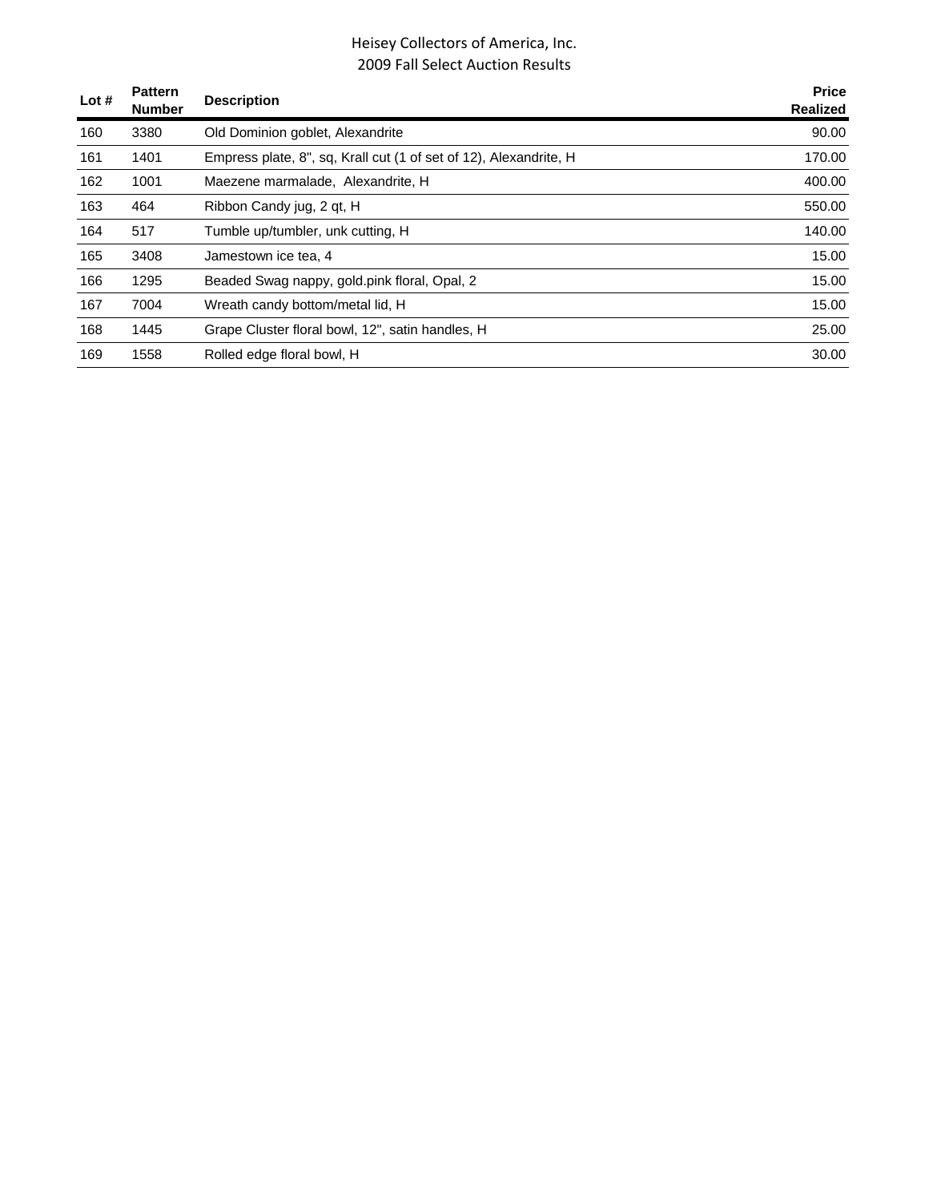Heisey Collectors of America, Inc.
2009 Fall Select Auction Results

| Lot # | Pattern Number | Description | Price Realized |
|---|---|---|---|
| 160 | 3380 | Old Dominion goblet, Alexandrite | 90.00 |
| 161 | 1401 | Empress plate, 8", sq, Krall cut (1 of set of 12), Alexandrite, H | 170.00 |
| 162 | 1001 | Maezene marmalade, Alexandrite, H | 400.00 |
| 163 | 464 | Ribbon Candy jug, 2 qt, H | 550.00 |
| 164 | 517 | Tumble up/tumbler, unk cutting, H | 140.00 |
| 165 | 3408 | Jamestown ice tea, 4 | 15.00 |
| 166 | 1295 | Beaded Swag nappy, gold.pink floral, Opal, 2 | 15.00 |
| 167 | 7004 | Wreath candy bottom/metal lid, H | 15.00 |
| 168 | 1445 | Grape Cluster floral bowl, 12", satin handles, H | 25.00 |
| 169 | 1558 | Rolled edge floral bowl, H | 30.00 |